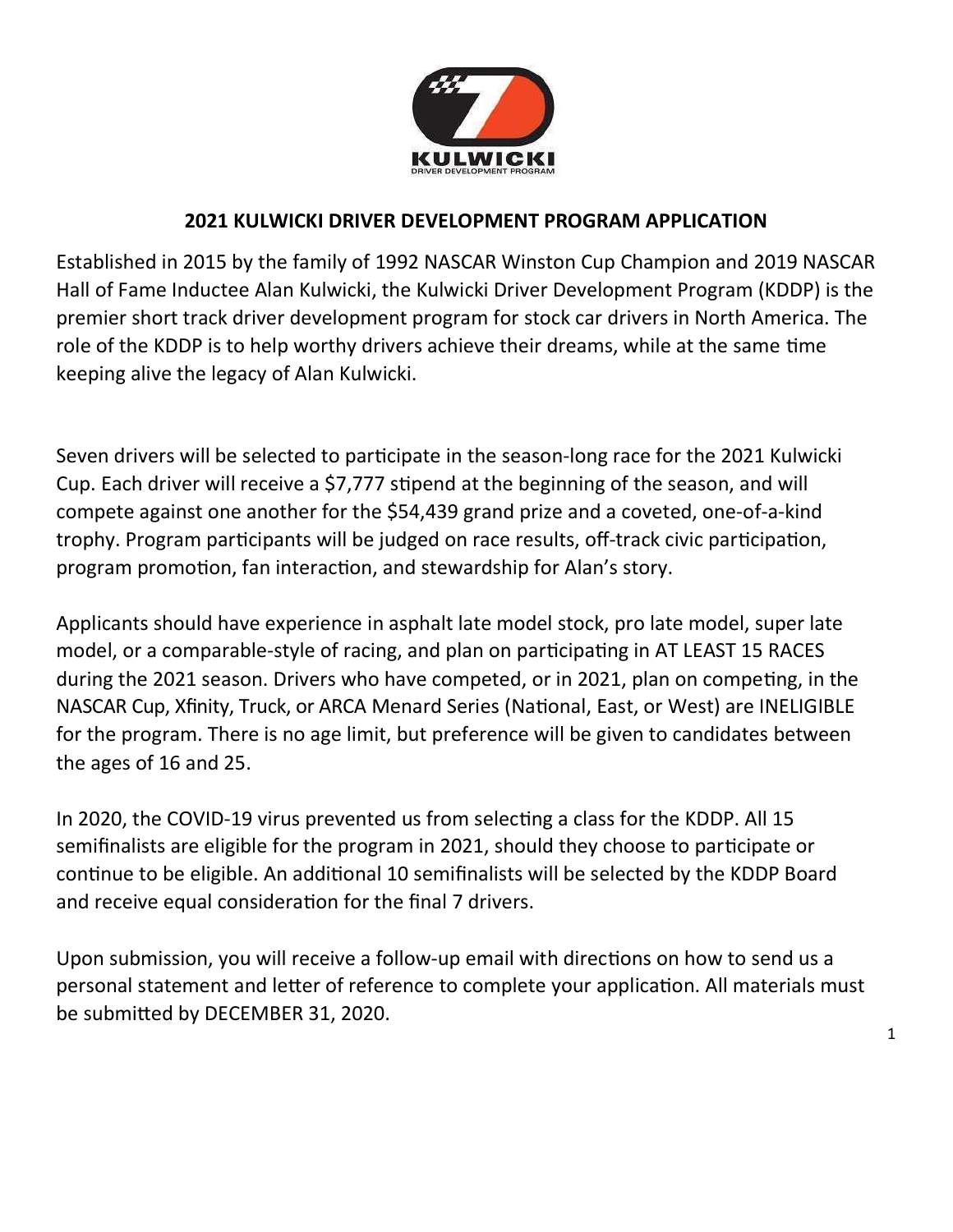# 2021 KULWICKI DRIVER DEVELOPMENT PROGRAM APPLICATION

Established in 2015 by the family of 1992 NASCAR Winston Cup Champion and 2019 NASCAR Hall of Fame Inductee Alan Kulwicki, the Kulwicki Driver Development Program (KDDP) is the premier short track driver development program for stock car drivers in North America. The role of the KDDP is to help worthy drivers achieve their dreams, while at the same time keeping alive the legacy of Alan Kulwicki.

Seven drivers will be selected to participate in the season-long race for the 2021 Kulwicki Cup. Each driver will receive a $7,777 stipend at the beginning of the season, and will compete against one another for the $54,439 grand prize and a coveted, one-of-a-kind trophy. Program participants will be judged on race results, off-track civic participation, program promotion, fan interaction, and stewardship for Alan's story.

Applicants should have experience in asphalt late model stock, pro late model, super late model, or a comparable-style of racing, and plan on participating in AT LEAST 15 RACES during the 2021 season. Drivers who have competed, or in 2021, plan on competing, in the NASCAR Cup, Xfinity, Truck, or ARCA Menard Series (National, East, or West) are INELIGIBLE for the program. There is no age limit, but preference will be given to candidates between the ages of 16 and 25.

In 2020, the COVID-19 virus prevented us from selecting a class for the KDDP. All 15 semifinalists are eligible for the program in 2021, should they choose to participate or continue to be eligible. An additional 10 semifinalists will be selected by the KDDP Board and receive equal consideration for the final 7 drivers.

Upon submission, you will receive a follow-up email with directions on how to send us a personal statement and letter of reference to complete your application. All materials must be submitted by DECEMBER 31, 2020.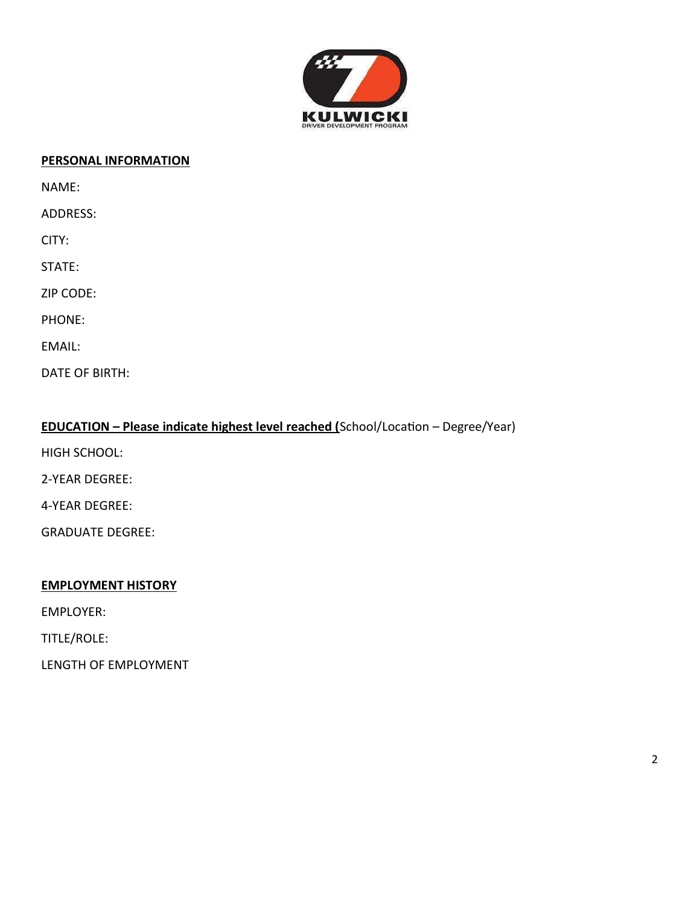**PERSONAL INFORMATION**

NAME:

ADDRESS:

CITY:

STATE:

ZIP CODE:

PHONE:

EMAIL:

DATE OF BIRTH:

**EDUCATION – Please indicate highest level reached (**School/Location – Degree/Year)

HIGH SCHOOL:

2-YEAR DEGREE:

4-YEAR DEGREE:

GRADUATE DEGREE:

**EMPLOYMENT HISTORY**

EMPLOYER:

TITLE/ROLE:

LENGTH OF EMPLOYMENT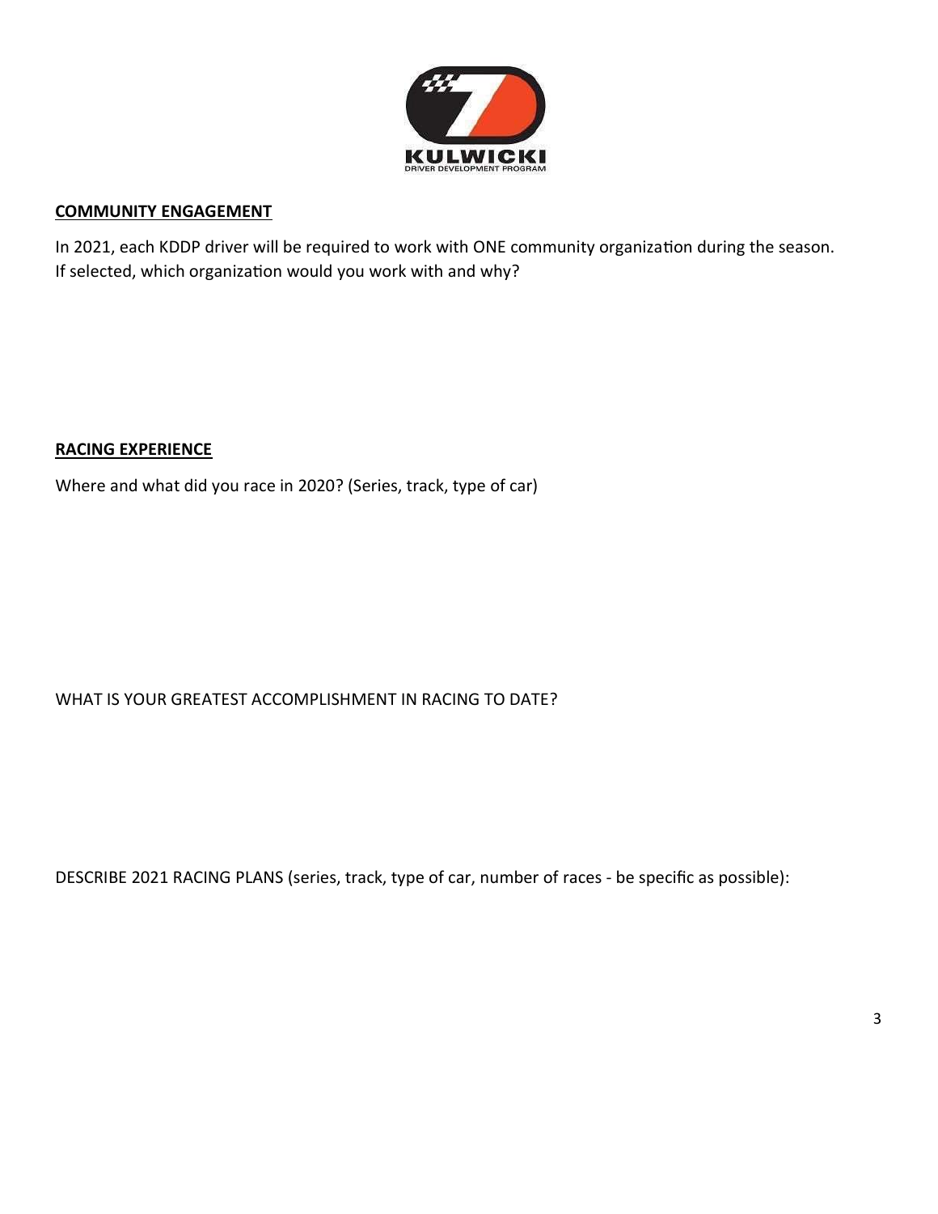## COMMUNITY ENGAGEMENT

In 2021, each KDDP driver will be required to work with ONE community organization during the season. If selected, which organization would you work with and why?

## RACING EXPERIENCE

Where and what did you race in 2020? (Series, track, type of car)

WHAT IS YOUR GREATEST ACCOMPLISHMENT IN RACING TO DATE?

DESCRIBE 2021 RACING PLANS (series, track, type of car, number of races - be specific as possible):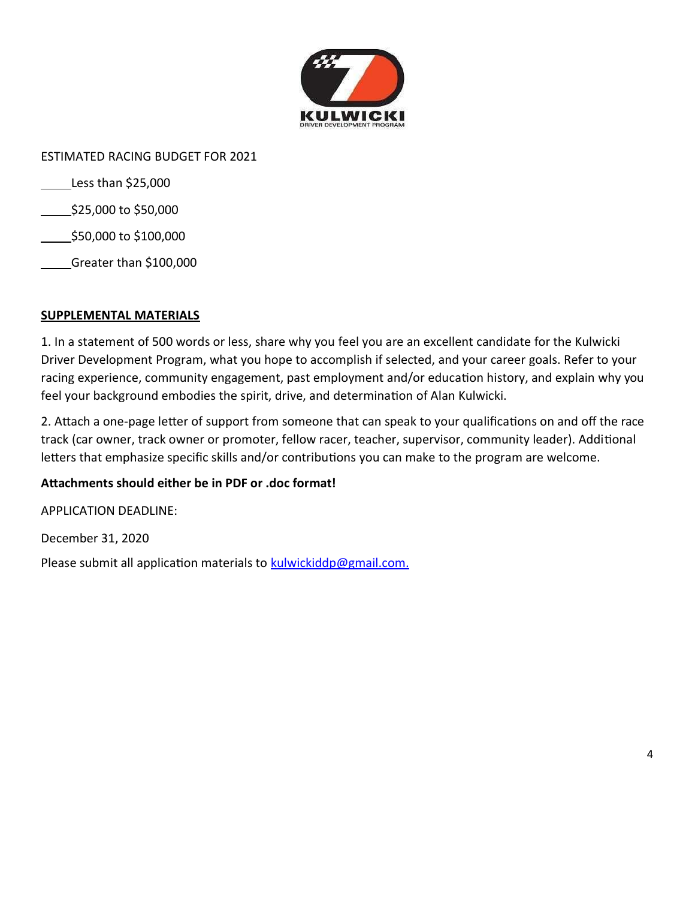ESTIMATED RACING BUDGET FOR 2021

_____Less than $25,000

_____$25,000 to $50,000

_____$50,000 to $100,000

_____Greater than $100,000

**SUPPLEMENTAL MATERIALS**

1. In a statement of 500 words or less, share why you feel you are an excellent candidate for the Kulwicki Driver Development Program, what you hope to accomplish if selected, and your career goals. Refer to your racing experience, community engagement, past employment and/or education history, and explain why you feel your background embodies the spirit, drive, and determination of Alan Kulwicki.

2. Attach a one-page letter of support from someone that can speak to your qualifications on and off the race track (car owner, track owner or promoter, fellow racer, teacher, supervisor, community leader). Additional letters that emphasize specific skills and/or contributions you can make to the program are welcome.

**Attachments should either be in PDF or .doc format!**

APPLICATION DEADLINE:

December 31, 2020

Please submit all application materials to kulwickiddp@gmail.com.